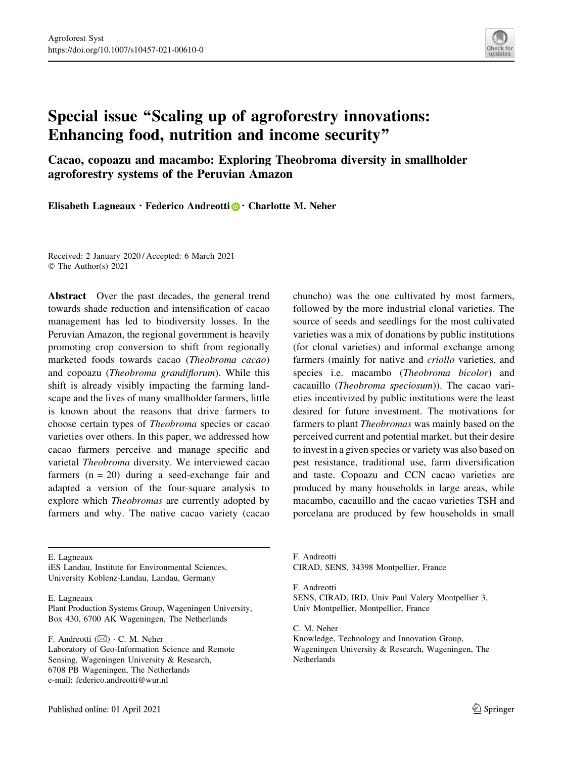# Special issue "Scaling up of agroforestry innovations: Enhancing food, nutrition and income security"

## Cacao, copoazu and macambo: Exploring Theobroma diversity in smallholder agroforestry systems of the Peruvian Amazon

**Elisabeth Lagneaux · Federico Andreotti · Charlotte M. Neher**

Received: 2 January 2020 / Accepted: 6 March 2021
© The Author(s) 2021

**Abstract** Over the past decades, the general trend towards shade reduction and intensification of cacao management has led to biodiversity losses. In the Peruvian Amazon, the regional government is heavily promoting crop conversion to shift from regionally marketed foods towards cacao (*Theobroma cacao*) and copoazu (*Theobroma grandiflorum*). While this shift is already visibly impacting the farming landscape and the lives of many smallholder farmers, little is known about the reasons that drive farmers to choose certain types of *Theobroma* species or cacao varieties over others. In this paper, we addressed how cacao farmers perceive and manage specific and varietal *Theobroma* diversity. We interviewed cacao farmers (n = 20) during a seed-exchange fair and adapted a version of the four-square analysis to explore which *Theobromas* are currently adopted by farmers and why. The native cacao variety (cacao chuncho) was the one cultivated by most farmers, followed by the more industrial clonal varieties. The source of seeds and seedlings for the most cultivated varieties was a mix of donations by public institutions (for clonal varieties) and informal exchange among farmers (mainly for native and *criollo* varieties, and species i.e. macambo (*Theobroma bicolor*) and cacauillo (*Theobroma speciosum*)). The cacao varieties incentivized by public institutions were the least desired for future investment. The motivations for farmers to plant *Theobromas* was mainly based on the perceived current and potential market, but their desire to invest in a given species or variety was also based on pest resistance, traditional use, farm diversification and taste. Copoazu and CCN cacao varieties are produced by many households in large areas, while macambo, cacauillo and the cacao varieties TSH and porcelana are produced by few households in small

---

E. Lagneaux
iES Landau, Institute for Environmental Sciences, University Koblenz-Landau, Landau, Germany

E. Lagneaux
Plant Production Systems Group, Wageningen University, Box 430, 6700 AK Wageningen, The Netherlands

F. Andreotti (✉) · C. M. Neher
Laboratory of Geo-Information Science and Remote Sensing, Wageningen University & Research, 6708 PB Wageningen, The Netherlands
e-mail: federico.andreotti@wur.nl

F. Andreotti
CIRAD, SENS, 34398 Montpellier, France

F. Andreotti
SENS, CIRAD, IRD, Univ Paul Valery Montpellier 3, Univ Montpellier, Montpellier, France

C. M. Neher
Knowledge, Technology and Innovation Group, Wageningen University & Research, Wageningen, The Netherlands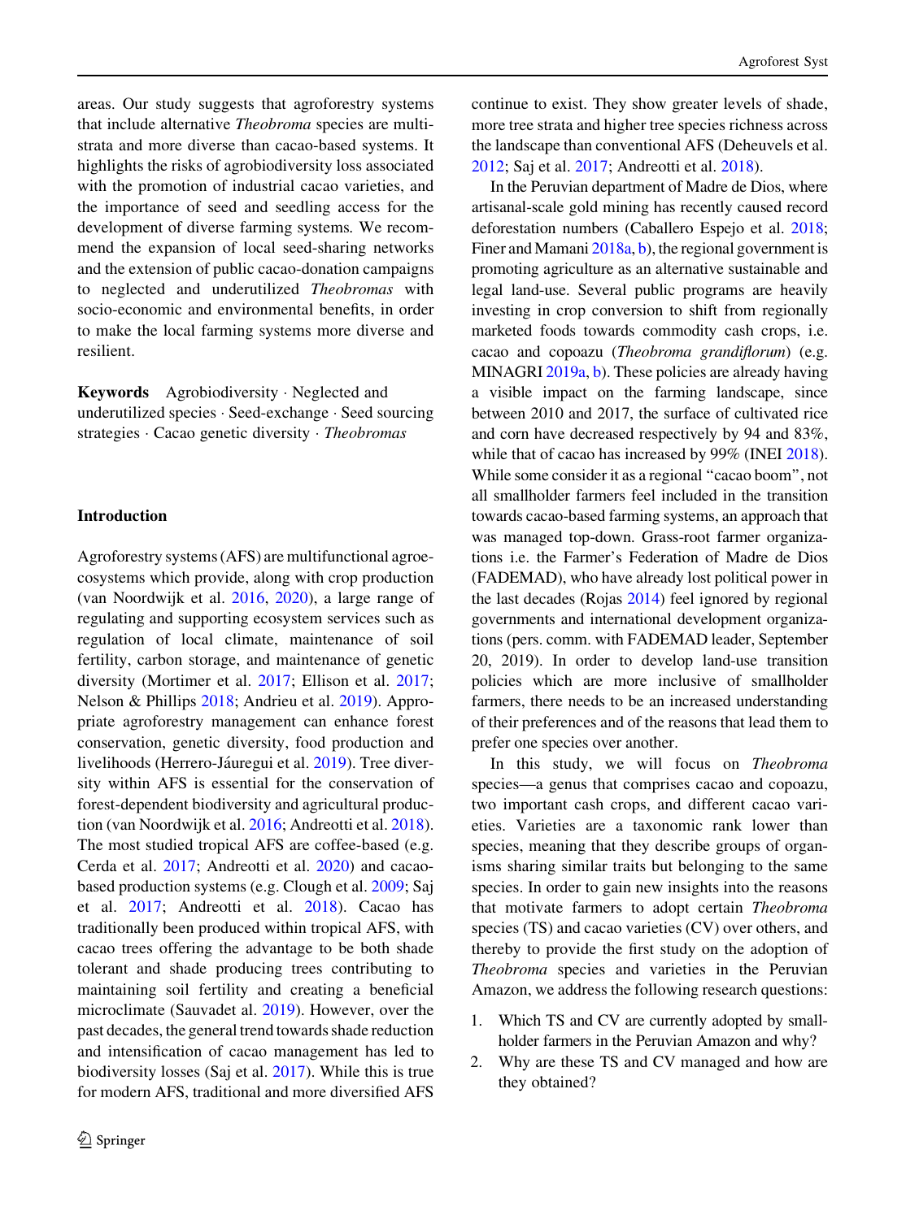areas. Our study suggests that agroforestry systems that include alternative *Theobroma* species are multi-strata and more diverse than cacao-based systems. It highlights the risks of agrobiodiversity loss associated with the promotion of industrial cacao varieties, and the importance of seed and seedling access for the development of diverse farming systems. We recommend the expansion of local seed-sharing networks and the extension of public cacao-donation campaigns to neglected and underutilized *Theobromas* with socio-economic and environmental benefits, in order to make the local farming systems more diverse and resilient.

**Keywords** Agrobiodiversity · Neglected and underutilized species · Seed-exchange · Seed sourcing strategies · Cacao genetic diversity · *Theobromas*

## Introduction

Agroforestry systems (AFS) are multifunctional agroecosystems which provide, along with crop production (van Noordwijk et al. 2016, 2020), a large range of regulating and supporting ecosystem services such as regulation of local climate, maintenance of soil fertility, carbon storage, and maintenance of genetic diversity (Mortimer et al. 2017; Ellison et al. 2017; Nelson & Phillips 2018; Andrieu et al. 2019). Appropriate agroforestry management can enhance forest conservation, genetic diversity, food production and livelihoods (Herrero-Jáuregui et al. 2019). Tree diversity within AFS is essential for the conservation of forest-dependent biodiversity and agricultural production (van Noordwijk et al. 2016; Andreotti et al. 2018). The most studied tropical AFS are coffee-based (e.g. Cerda et al. 2017; Andreotti et al. 2020) and cacao-based production systems (e.g. Clough et al. 2009; Saj et al. 2017; Andreotti et al. 2018). Cacao has traditionally been produced within tropical AFS, with cacao trees offering the advantage to be both shade tolerant and shade producing trees contributing to maintaining soil fertility and creating a beneficial microclimate (Sauvadet al. 2019). However, over the past decades, the general trend towards shade reduction and intensification of cacao management has led to biodiversity losses (Saj et al. 2017). While this is true for modern AFS, traditional and more diversified AFS continue to exist. They show greater levels of shade, more tree strata and higher tree species richness across the landscape than conventional AFS (Deheuvels et al. 2012; Saj et al. 2017; Andreotti et al. 2018).

In the Peruvian department of Madre de Dios, where artisanal-scale gold mining has recently caused record deforestation numbers (Caballero Espejo et al. 2018; Finer and Mamani 2018a, b), the regional government is promoting agriculture as an alternative sustainable and legal land-use. Several public programs are heavily investing in crop conversion to shift from regionally marketed foods towards commodity cash crops, i.e. cacao and copoazu (*Theobroma grandiflorum*) (e.g. MINAGRI 2019a, b). These policies are already having a visible impact on the farming landscape, since between 2010 and 2017, the surface of cultivated rice and corn have decreased respectively by 94 and 83%, while that of cacao has increased by 99% (INEI 2018). While some consider it as a regional "cacao boom", not all smallholder farmers feel included in the transition towards cacao-based farming systems, an approach that was managed top-down. Grass-root farmer organizations i.e. the Farmer's Federation of Madre de Dios (FADEMAD), who have already lost political power in the last decades (Rojas 2014) feel ignored by regional governments and international development organizations (pers. comm. with FADEMAD leader, September 20, 2019). In order to develop land-use transition policies which are more inclusive of smallholder farmers, there needs to be an increased understanding of their preferences and of the reasons that lead them to prefer one species over another.

In this study, we will focus on *Theobroma* species—a genus that comprises cacao and copoazu, two important cash crops, and different cacao varieties. Varieties are a taxonomic rank lower than species, meaning that they describe groups of organisms sharing similar traits but belonging to the same species. In order to gain new insights into the reasons that motivate farmers to adopt certain *Theobroma* species (TS) and cacao varieties (CV) over others, and thereby to provide the first study on the adoption of *Theobroma* species and varieties in the Peruvian Amazon, we address the following research questions:

1. Which TS and CV are currently adopted by smallholder farmers in the Peruvian Amazon and why?
2. Why are these TS and CV managed and how are they obtained?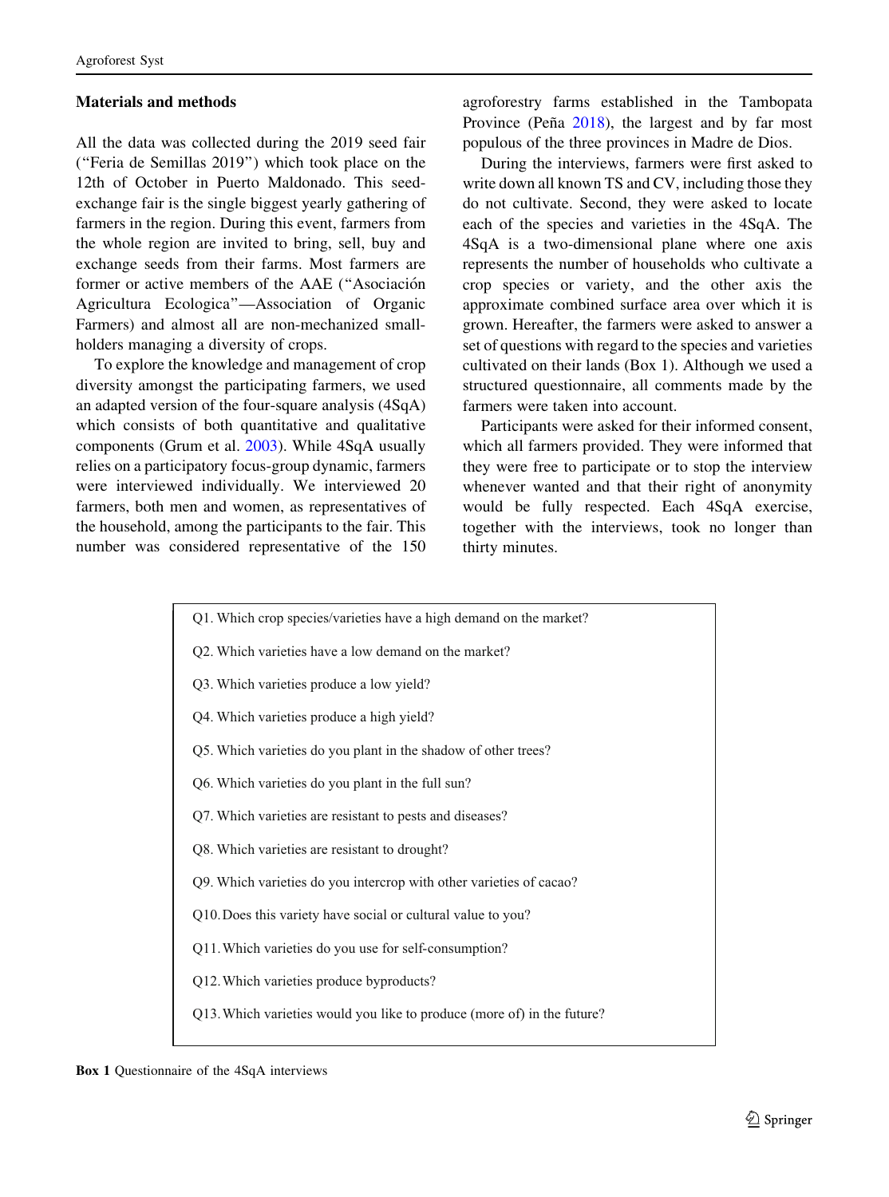## Materials and methods

All the data was collected during the 2019 seed fair ("Feria de Semillas 2019") which took place on the 12th of October in Puerto Maldonado. This seed-exchange fair is the single biggest yearly gathering of farmers in the region. During this event, farmers from the whole region are invited to bring, sell, buy and exchange seeds from their farms. Most farmers are former or active members of the AAE ("Asociación Agricultura Ecologica"—Association of Organic Farmers) and almost all are non-mechanized smallholders managing a diversity of crops.

To explore the knowledge and management of crop diversity amongst the participating farmers, we used an adapted version of the four-square analysis (4SqA) which consists of both quantitative and qualitative components (Grum et al. 2003). While 4SqA usually relies on a participatory focus-group dynamic, farmers were interviewed individually. We interviewed 20 farmers, both men and women, as representatives of the household, among the participants to the fair. This number was considered representative of the 150 agroforestry farms established in the Tambopata Province (Peña 2018), the largest and by far most populous of the three provinces in Madre de Dios.

During the interviews, farmers were first asked to write down all known TS and CV, including those they do not cultivate. Second, they were asked to locate each of the species and varieties in the 4SqA. The 4SqA is a two-dimensional plane where one axis represents the number of households who cultivate a crop species or variety, and the other axis the approximate combined surface area over which it is grown. Hereafter, the farmers were asked to answer a set of questions with regard to the species and varieties cultivated on their lands (Box 1). Although we used a structured questionnaire, all comments made by the farmers were taken into account.

Participants were asked for their informed consent, which all farmers provided. They were informed that they were free to participate or to stop the interview whenever wanted and that their right of anonymity would be fully respected. Each 4SqA exercise, together with the interviews, took no longer than thirty minutes.

Q1. Which crop species/varieties have a high demand on the market?

Q2. Which varieties have a low demand on the market?

Q3. Which varieties produce a low yield?

Q4. Which varieties produce a high yield?

Q5. Which varieties do you plant in the shadow of other trees?

Q6. Which varieties do you plant in the full sun?

Q7. Which varieties are resistant to pests and diseases?

Q8. Which varieties are resistant to drought?

Q9. Which varieties do you intercrop with other varieties of cacao?

Q10. Does this variety have social or cultural value to you?

Q11. Which varieties do you use for self-consumption?

Q12. Which varieties produce byproducts?

Q13. Which varieties would you like to produce (more of) in the future?

**Box 1** Questionnaire of the 4SqA interviews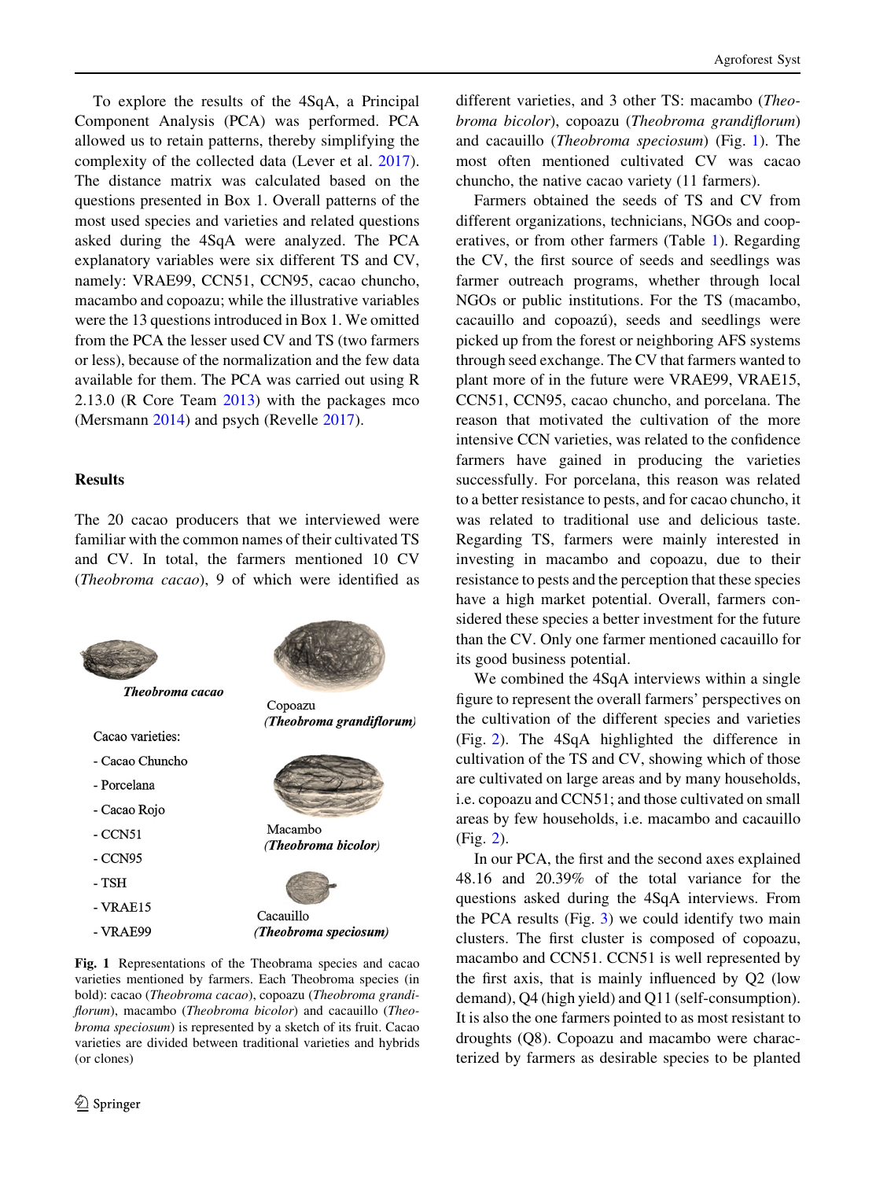To explore the results of the 4SqA, a Principal Component Analysis (PCA) was performed. PCA allowed us to retain patterns, thereby simplifying the complexity of the collected data (Lever et al. 2017). The distance matrix was calculated based on the questions presented in Box 1. Overall patterns of the most used species and varieties and related questions asked during the 4SqA were analyzed. The PCA explanatory variables were six different TS and CV, namely: VRAE99, CCN51, CCN95, cacao chuncho, macambo and copoazu; while the illustrative variables were the 13 questions introduced in Box 1. We omitted from the PCA the lesser used CV and TS (two farmers or less), because of the normalization and the few data available for them. The PCA was carried out using R 2.13.0 (R Core Team 2013) with the packages mco (Mersmann 2014) and psych (Revelle 2017).

## Results

The 20 cacao producers that we interviewed were familiar with the common names of their cultivated TS and CV. In total, the farmers mentioned 10 CV (*Theobroma cacao*), 9 of which were identified as different varieties, and 3 other TS: macambo (*Theobroma bicolor*), copoazu (*Theobroma grandiflorum*) and cacauillo (*Theobroma speciosum*) (Fig. 1). The most often mentioned cultivated CV was cacao chuncho, the native cacao variety (11 farmers).

**Theobroma cacao**

Cacao varieties:

- Cacao Chuncho
- Porcelana
- Cacao Rojo
- CCN51
- CCN95
- TSH
- VRAE15
- VRAE99

Copoazu **(Theobroma grandiflorum)**

Macambo **(Theobroma bicolor)**

Cacauillo **(Theobroma speciosum)**

**Fig. 1** Representations of the Theobrama species and cacao varieties mentioned by farmers. Each Theobroma species (in bold): cacao (*Theobroma cacao*), copoazu (*Theobroma grandiflorum*), macambo (*Theobroma bicolor*) and cacauillo (*Theobroma speciosum*) is represented by a sketch of its fruit. Cacao varieties are divided between traditional varieties and hybrids (or clones)

Farmers obtained the seeds of TS and CV from different organizations, technicians, NGOs and cooperatives, or from other farmers (Table 1). Regarding the CV, the first source of seeds and seedlings was farmer outreach programs, whether through local NGOs or public institutions. For the TS (macambo, cacauillo and copoazú), seeds and seedlings were picked up from the forest or neighboring AFS systems through seed exchange. The CV that farmers wanted to plant more of in the future were VRAE99, VRAE15, CCN51, CCN95, cacao chuncho, and porcelana. The reason that motivated the cultivation of the more intensive CCN varieties, was related to the confidence farmers have gained in producing the varieties successfully. For porcelana, this reason was related to a better resistance to pests, and for cacao chuncho, it was related to traditional use and delicious taste. Regarding TS, farmers were mainly interested in investing in macambo and copoazu, due to their resistance to pests and the perception that these species have a high market potential. Overall, farmers considered these species a better investment for the future than the CV. Only one farmer mentioned cacauillo for its good business potential.

We combined the 4SqA interviews within a single figure to represent the overall farmers' perspectives on the cultivation of the different species and varieties (Fig. 2). The 4SqA highlighted the difference in cultivation of the TS and CV, showing which of those are cultivated on large areas and by many households, i.e. copoazu and CCN51; and those cultivated on small areas by few households, i.e. macambo and cacauillo (Fig. 2).

In our PCA, the first and the second axes explained 48.16 and 20.39% of the total variance for the questions asked during the 4SqA interviews. From the PCA results (Fig. 3) we could identify two main clusters. The first cluster is composed of copoazu, macambo and CCN51. CCN51 is well represented by the first axis, that is mainly influenced by Q2 (low demand), Q4 (high yield) and Q11 (self-consumption). It is also the one farmers pointed to as most resistant to droughts (Q8). Copoazu and macambo were characterized by farmers as desirable species to be planted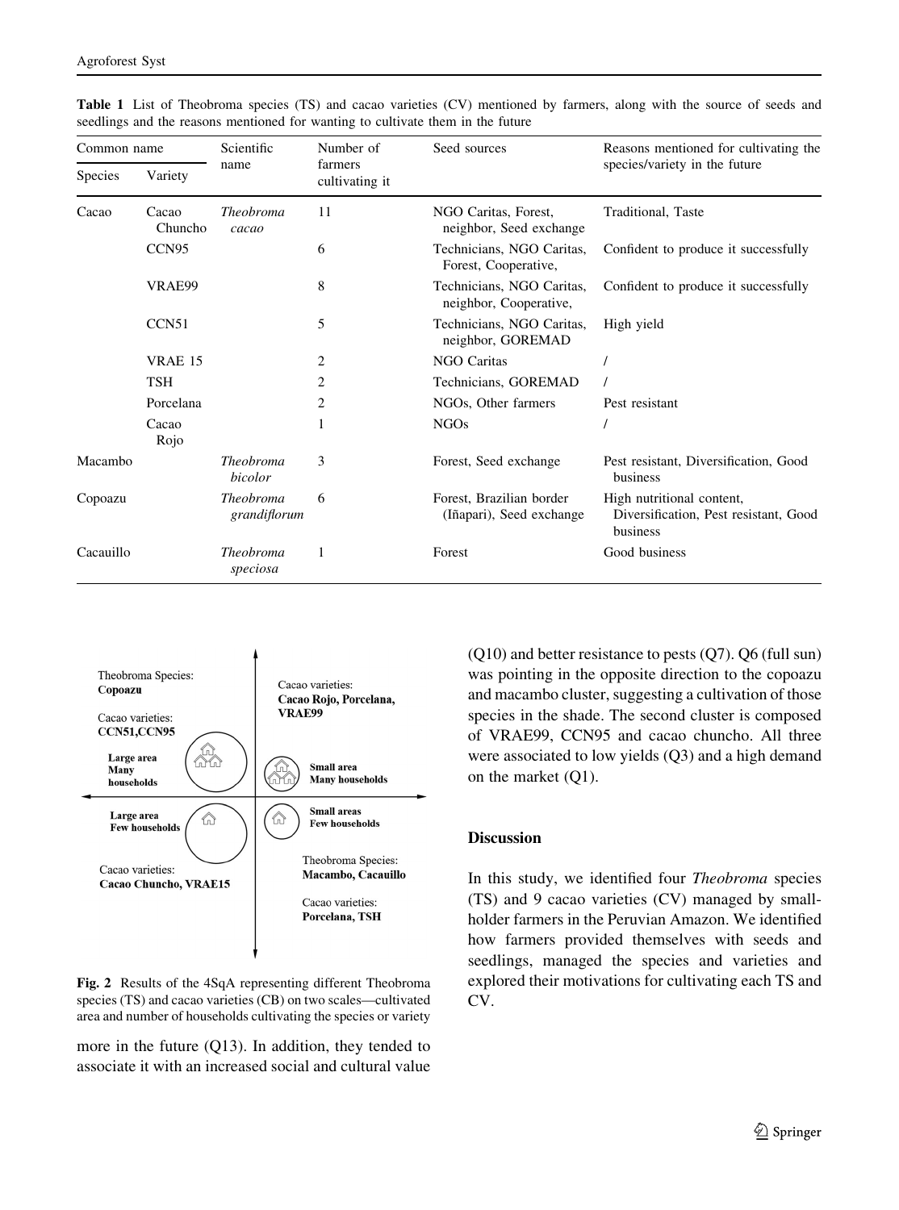**Table 1** List of Theobroma species (TS) and cacao varieties (CV) mentioned by farmers, along with the source of seeds and seedlings and the reasons mentioned for wanting to cultivate them in the future

| Common name | | Scientific name | Number of farmers cultivating it | Seed sources | Reasons mentioned for cultivating the species/variety in the future |
|---|---|---|---|---|---|
| Species | Variety | | | | |
| Cacao | Cacao Chuncho | *Theobroma cacao* | 11 | NGO Caritas, Forest, neighbor, Seed exchange | Traditional, Taste |
| | CCN95 | | 6 | Technicians, NGO Caritas, Forest, Cooperative, | Confident to produce it successfully |
| | VRAE99 | | 8 | Technicians, NGO Caritas, neighbor, Cooperative, | Confident to produce it successfully |
| | CCN51 | | 5 | Technicians, NGO Caritas, neighbor, GOREMAD | High yield |
| | VRAE 15 | | 2 | NGO Caritas | / |
| | TSH | | 2 | Technicians, GOREMAD | / |
| | Porcelana | | 2 | NGOs, Other farmers | Pest resistant |
| | Cacao Rojo | | 1 | NGOs | / |
| Macambo | | *Theobroma bicolor* | 3 | Forest, Seed exchange | Pest resistant, Diversification, Good business |
| Copoazu | | *Theobroma grandiflorum* | 6 | Forest, Brazilian border (Iñapari), Seed exchange | High nutritional content, Diversification, Pest resistant, Good business |
| Cacauillo | | *Theobroma speciosa* | 1 | Forest | Good business |

**Fig. 2** Results of the 4SqA representing different Theobroma species (TS) and cacao varieties (CB) on two scales—cultivated area and number of households cultivating the species or variety

more in the future (Q13). In addition, they tended to associate it with an increased social and cultural value (Q10) and better resistance to pests (Q7). Q6 (full sun) was pointing in the opposite direction to the copoazu and macambo cluster, suggesting a cultivation of those species in the shade. The second cluster is composed of VRAE99, CCN95 and cacao chuncho. All three were associated to low yields (Q3) and a high demand on the market (Q1).

## Discussion

In this study, we identified four *Theobroma* species (TS) and 9 cacao varieties (CV) managed by smallholder farmers in the Peruvian Amazon. We identified how farmers provided themselves with seeds and seedlings, managed the species and varieties and explored their motivations for cultivating each TS and CV.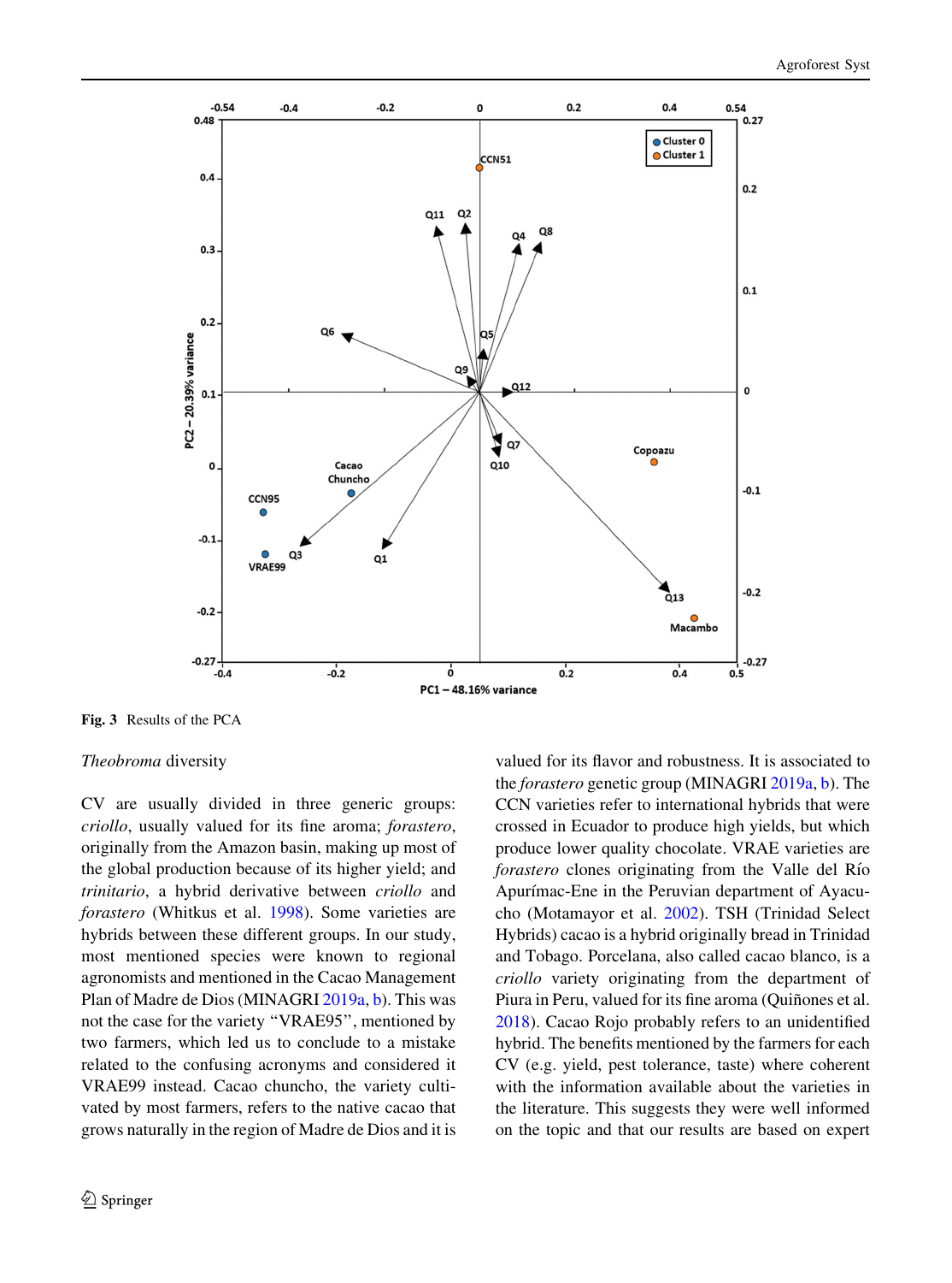Fig. 3 Results of the PCA

*Theobroma* diversity

CV are usually divided in three generic groups: *criollo*, usually valued for its fine aroma; *forastero*, originally from the Amazon basin, making up most of the global production because of its higher yield; and *trinitario*, a hybrid derivative between *criollo* and *forastero* (Whitkus et al. 1998). Some varieties are hybrids between these different groups. In our study, most mentioned species were known to regional agronomists and mentioned in the Cacao Management Plan of Madre de Dios (MINAGRI 2019a, b). This was not the case for the variety "VRAE95", mentioned by two farmers, which led us to conclude to a mistake related to the confusing acronyms and considered it VRAE99 instead. Cacao chuncho, the variety cultivated by most farmers, refers to the native cacao that grows naturally in the region of Madre de Dios and it is valued for its flavor and robustness. It is associated to the *forastero* genetic group (MINAGRI 2019a, b). The CCN varieties refer to international hybrids that were crossed in Ecuador to produce high yields, but which produce lower quality chocolate. VRAE varieties are *forastero* clones originating from the Valle del Río Apurímac-Ene in the Peruvian department of Ayacucho (Motamayor et al. 2002). TSH (Trinidad Select Hybrids) cacao is a hybrid originally bread in Trinidad and Tobago. Porcelana, also called cacao blanco, is a *criollo* variety originating from the department of Piura in Peru, valued for its fine aroma (Quiñones et al. 2018). Cacao Rojo probably refers to an unidentified hybrid. The benefits mentioned by the farmers for each CV (e.g. yield, pest tolerance, taste) where coherent with the information available about the varieties in the literature. This suggests they were well informed on the topic and that our results are based on expert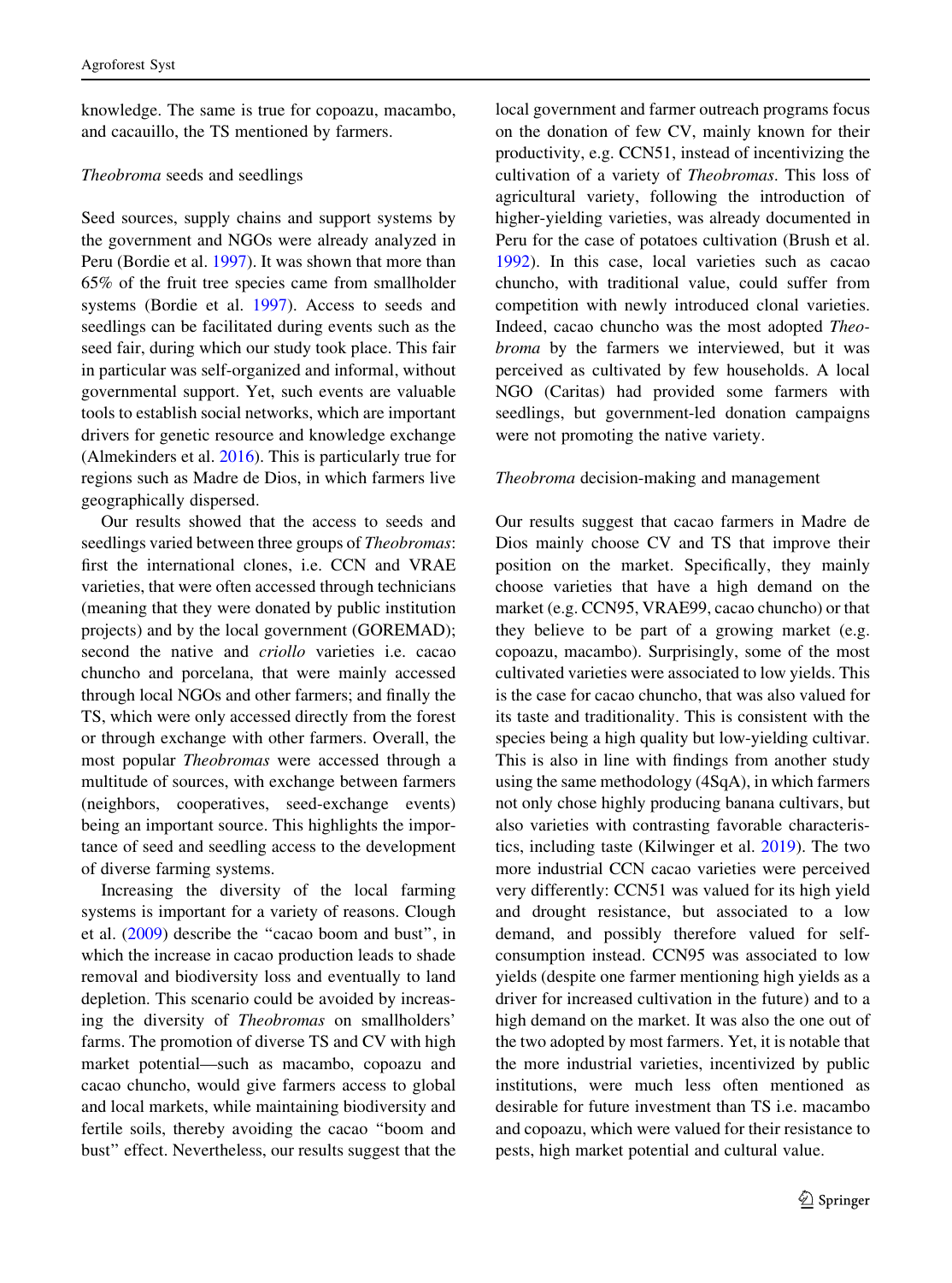knowledge. The same is true for copoazu, macambo, and cacauillo, the TS mentioned by farmers.

### *Theobroma* seeds and seedlings

Seed sources, supply chains and support systems by the government and NGOs were already analyzed in Peru (Bordie et al. 1997). It was shown that more than 65% of the fruit tree species came from smallholder systems (Bordie et al. 1997). Access to seeds and seedlings can be facilitated during events such as the seed fair, during which our study took place. This fair in particular was self-organized and informal, without governmental support. Yet, such events are valuable tools to establish social networks, which are important drivers for genetic resource and knowledge exchange (Almekinders et al. 2016). This is particularly true for regions such as Madre de Dios, in which farmers live geographically dispersed.

Our results showed that the access to seeds and seedlings varied between three groups of *Theobromas*: first the international clones, i.e. CCN and VRAE varieties, that were often accessed through technicians (meaning that they were donated by public institution projects) and by the local government (GOREMAD); second the native and *criollo* varieties i.e. cacao chuncho and porcelana, that were mainly accessed through local NGOs and other farmers; and finally the TS, which were only accessed directly from the forest or through exchange with other farmers. Overall, the most popular *Theobromas* were accessed through a multitude of sources, with exchange between farmers (neighbors, cooperatives, seed-exchange events) being an important source. This highlights the importance of seed and seedling access to the development of diverse farming systems.

Increasing the diversity of the local farming systems is important for a variety of reasons. Clough et al. (2009) describe the "cacao boom and bust", in which the increase in cacao production leads to shade removal and biodiversity loss and eventually to land depletion. This scenario could be avoided by increasing the diversity of *Theobromas* on smallholders' farms. The promotion of diverse TS and CV with high market potential—such as macambo, copoazu and cacao chuncho, would give farmers access to global and local markets, while maintaining biodiversity and fertile soils, thereby avoiding the cacao "boom and bust" effect. Nevertheless, our results suggest that the local government and farmer outreach programs focus on the donation of few CV, mainly known for their productivity, e.g. CCN51, instead of incentivizing the cultivation of a variety of *Theobromas*. This loss of agricultural variety, following the introduction of higher-yielding varieties, was already documented in Peru for the case of potatoes cultivation (Brush et al. 1992). In this case, local varieties such as cacao chuncho, with traditional value, could suffer from competition with newly introduced clonal varieties. Indeed, cacao chuncho was the most adopted *Theobroma* by the farmers we interviewed, but it was perceived as cultivated by few households. A local NGO (Caritas) had provided some farmers with seedlings, but government-led donation campaigns were not promoting the native variety.

### *Theobroma* decision-making and management

Our results suggest that cacao farmers in Madre de Dios mainly choose CV and TS that improve their position on the market. Specifically, they mainly choose varieties that have a high demand on the market (e.g. CCN95, VRAE99, cacao chuncho) or that they believe to be part of a growing market (e.g. copoazu, macambo). Surprisingly, some of the most cultivated varieties were associated to low yields. This is the case for cacao chuncho, that was also valued for its taste and traditionality. This is consistent with the species being a high quality but low-yielding cultivar. This is also in line with findings from another study using the same methodology (4SqA), in which farmers not only chose highly producing banana cultivars, but also varieties with contrasting favorable characteristics, including taste (Kilwinger et al. 2019). The two more industrial CCN cacao varieties were perceived very differently: CCN51 was valued for its high yield and drought resistance, but associated to a low demand, and possibly therefore valued for self-consumption instead. CCN95 was associated to low yields (despite one farmer mentioning high yields as a driver for increased cultivation in the future) and to a high demand on the market. It was also the one out of the two adopted by most farmers. Yet, it is notable that the more industrial varieties, incentivized by public institutions, were much less often mentioned as desirable for future investment than TS i.e. macambo and copoazu, which were valued for their resistance to pests, high market potential and cultural value.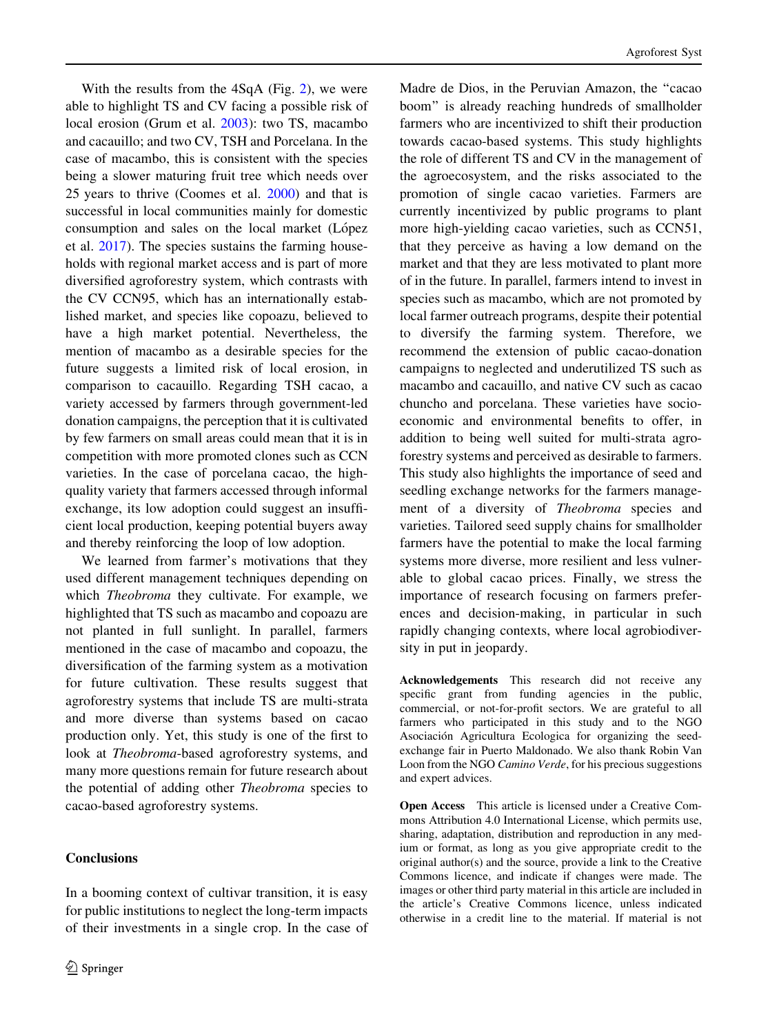With the results from the 4SqA (Fig. 2), we were able to highlight TS and CV facing a possible risk of local erosion (Grum et al. 2003): two TS, macambo and cacauillo; and two CV, TSH and Porcelana. In the case of macambo, this is consistent with the species being a slower maturing fruit tree which needs over 25 years to thrive (Coomes et al. 2000) and that is successful in local communities mainly for domestic consumption and sales on the local market (López et al. 2017). The species sustains the farming households with regional market access and is part of more diversified agroforestry system, which contrasts with the CV CCN95, which has an internationally established market, and species like copoazu, believed to have a high market potential. Nevertheless, the mention of macambo as a desirable species for the future suggests a limited risk of local erosion, in comparison to cacauillo. Regarding TSH cacao, a variety accessed by farmers through government-led donation campaigns, the perception that it is cultivated by few farmers on small areas could mean that it is in competition with more promoted clones such as CCN varieties. In the case of porcelana cacao, the high-quality variety that farmers accessed through informal exchange, its low adoption could suggest an insufficient local production, keeping potential buyers away and thereby reinforcing the loop of low adoption.

We learned from farmer's motivations that they used different management techniques depending on which *Theobroma* they cultivate. For example, we highlighted that TS such as macambo and copoazu are not planted in full sunlight. In parallel, farmers mentioned in the case of macambo and copoazu, the diversification of the farming system as a motivation for future cultivation. These results suggest that agroforestry systems that include TS are multi-strata and more diverse than systems based on cacao production only. Yet, this study is one of the first to look at *Theobroma*-based agroforestry systems, and many more questions remain for future research about the potential of adding other *Theobroma* species to cacao-based agroforestry systems.

## Conclusions

In a booming context of cultivar transition, it is easy for public institutions to neglect the long-term impacts of their investments in a single crop. In the case of Madre de Dios, in the Peruvian Amazon, the "cacao boom" is already reaching hundreds of smallholder farmers who are incentivized to shift their production towards cacao-based systems. This study highlights the role of different TS and CV in the management of the agroecosystem, and the risks associated to the promotion of single cacao varieties. Farmers are currently incentivized by public programs to plant more high-yielding cacao varieties, such as CCN51, that they perceive as having a low demand on the market and that they are less motivated to plant more of in the future. In parallel, farmers intend to invest in species such as macambo, which are not promoted by local farmer outreach programs, despite their potential to diversify the farming system. Therefore, we recommend the extension of public cacao-donation campaigns to neglected and underutilized TS such as macambo and cacauillo, and native CV such as cacao chuncho and porcelana. These varieties have socio-economic and environmental benefits to offer, in addition to being well suited for multi-strata agroforestry systems and perceived as desirable to farmers. This study also highlights the importance of seed and seedling exchange networks for the farmers management of a diversity of *Theobroma* species and varieties. Tailored seed supply chains for smallholder farmers have the potential to make the local farming systems more diverse, more resilient and less vulnerable to global cacao prices. Finally, we stress the importance of research focusing on farmers preferences and decision-making, in particular in such rapidly changing contexts, where local agrobiodiversity in put in jeopardy.

**Acknowledgements** This research did not receive any specific grant from funding agencies in the public, commercial, or not-for-profit sectors. We are grateful to all farmers who participated in this study and to the NGO Asociación Agricultura Ecologica for organizing the seed-exchange fair in Puerto Maldonado. We also thank Robin Van Loon from the NGO *Camino Verde*, for his precious suggestions and expert advices.

**Open Access** This article is licensed under a Creative Commons Attribution 4.0 International License, which permits use, sharing, adaptation, distribution and reproduction in any medium or format, as long as you give appropriate credit to the original author(s) and the source, provide a link to the Creative Commons licence, and indicate if changes were made. The images or other third party material in this article are included in the article's Creative Commons licence, unless indicated otherwise in a credit line to the material. If material is not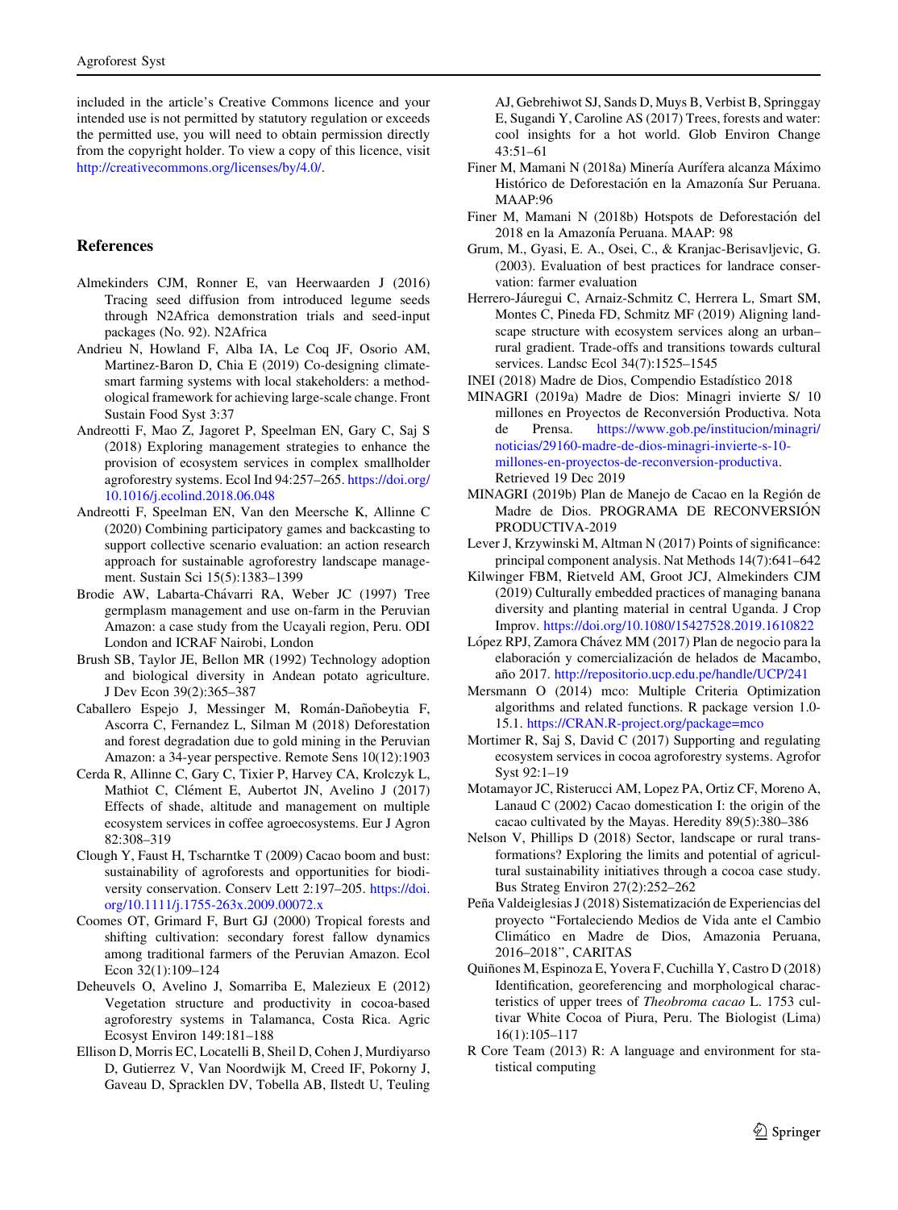included in the article's Creative Commons licence and your intended use is not permitted by statutory regulation or exceeds the permitted use, you will need to obtain permission directly from the copyright holder. To view a copy of this licence, visit http://creativecommons.org/licenses/by/4.0/.

## References

Almekinders CJM, Ronner E, van Heerwaarden J (2016) Tracing seed diffusion from introduced legume seeds through N2Africa demonstration trials and seed-input packages (No. 92). N2Africa

Andrieu N, Howland F, Alba IA, Le Coq JF, Osorio AM, Martinez-Baron D, Chia E (2019) Co-designing climate-smart farming systems with local stakeholders: a methodological framework for achieving large-scale change. Front Sustain Food Syst 3:37

Andreotti F, Mao Z, Jagoret P, Speelman EN, Gary C, Saj S (2018) Exploring management strategies to enhance the provision of ecosystem services in complex smallholder agroforestry systems. Ecol Ind 94:257–265. https://doi.org/10.1016/j.ecolind.2018.06.048

Andreotti F, Speelman EN, Van den Meersche K, Allinne C (2020) Combining participatory games and backcasting to support collective scenario evaluation: an action research approach for sustainable agroforestry landscape management. Sustain Sci 15(5):1383–1399

Brodie AW, Labarta-Chávarri RA, Weber JC (1997) Tree germplasm management and use on-farm in the Peruvian Amazon: a case study from the Ucayali region, Peru. ODI London and ICRAF Nairobi, London

Brush SB, Taylor JE, Bellon MR (1992) Technology adoption and biological diversity in Andean potato agriculture. J Dev Econ 39(2):365–387

Caballero Espejo J, Messinger M, Román-Dañobeytia F, Ascorra C, Fernandez L, Silman M (2018) Deforestation and forest degradation due to gold mining in the Peruvian Amazon: a 34-year perspective. Remote Sens 10(12):1903

Cerda R, Allinne C, Gary C, Tixier P, Harvey CA, Krolczyk L, Mathiot C, Clément E, Aubertot JN, Avelino J (2017) Effects of shade, altitude and management on multiple ecosystem services in coffee agroecosystems. Eur J Agron 82:308–319

Clough Y, Faust H, Tscharntke T (2009) Cacao boom and bust: sustainability of agroforests and opportunities for biodiversity conservation. Conserv Lett 2:197–205. https://doi.org/10.1111/j.1755-263x.2009.00072.x

Coomes OT, Grimard F, Burt GJ (2000) Tropical forests and shifting cultivation: secondary forest fallow dynamics among traditional farmers of the Peruvian Amazon. Ecol Econ 32(1):109–124

Deheuvels O, Avelino J, Somarriba E, Malezieux E (2012) Vegetation structure and productivity in cocoa-based agroforestry systems in Talamanca, Costa Rica. Agric Ecosyst Environ 149:181–188

Ellison D, Morris EC, Locatelli B, Sheil D, Cohen J, Murdiyarso D, Gutierrez V, Van Noordwijk M, Creed IF, Pokorny J, Gaveau D, Spracklen DV, Tobella AB, Ilstedt U, Teuling AJ, Gebrehiwot SJ, Sands D, Muys B, Verbist B, Springgay E, Sugandi Y, Caroline AS (2017) Trees, forests and water: cool insights for a hot world. Glob Environ Change 43:51–61

Finer M, Mamani N (2018a) Minería Aurífera alcanza Máximo Histórico de Deforestación en la Amazonía Sur Peruana. MAAP:96

Finer M, Mamani N (2018b) Hotspots de Deforestación del 2018 en la Amazonía Peruana. MAAP: 98

Grum, M., Gyasi, E. A., Osei, C., & Kranjac-Berisavljevic, G. (2003). Evaluation of best practices for landrace conservation: farmer evaluation

Herrero-Jáuregui C, Arnaiz-Schmitz C, Herrera L, Smart SM, Montes C, Pineda FD, Schmitz MF (2019) Aligning landscape structure with ecosystem services along an urban–rural gradient. Trade-offs and transitions towards cultural services. Landsc Ecol 34(7):1525–1545

INEI (2018) Madre de Dios, Compendio Estadístico 2018

MINAGRI (2019a) Madre de Dios: Minagri invierte S/ 10 millones en Proyectos de Reconversión Productiva. Nota de Prensa. https://www.gob.pe/institucion/minagri/noticias/29160-madre-de-dios-minagri-invierte-s-10-millones-en-proyectos-de-reconversion-productiva. Retrieved 19 Dec 2019

MINAGRI (2019b) Plan de Manejo de Cacao en la Región de Madre de Dios. PROGRAMA DE RECONVERSIÓN PRODUCTIVA-2019

Lever J, Krzywinski M, Altman N (2017) Points of significance: principal component analysis. Nat Methods 14(7):641–642

Kilwinger FBM, Rietveld AM, Groot JCJ, Almekinders CJM (2019) Culturally embedded practices of managing banana diversity and planting material in central Uganda. J Crop Improv. https://doi.org/10.1080/15427528.2019.1610822

López RPJ, Zamora Chávez MM (2017) Plan de negocio para la elaboración y comercialización de helados de Macambo, año 2017. http://repositorio.ucp.edu.pe/handle/UCP/241

Mersmann O (2014) mco: Multiple Criteria Optimization algorithms and related functions. R package version 1.0-15.1. https://CRAN.R-project.org/package=mco

Mortimer R, Saj S, David C (2017) Supporting and regulating ecosystem services in cocoa agroforestry systems. Agrofor Syst 92:1–19

Motamayor JC, Risterucci AM, Lopez PA, Ortiz CF, Moreno A, Lanaud C (2002) Cacao domestication I: the origin of the cacao cultivated by the Mayas. Heredity 89(5):380–386

Nelson V, Phillips D (2018) Sector, landscape or rural transformations? Exploring the limits and potential of agricultural sustainability initiatives through a cocoa case study. Bus Strateg Environ 27(2):252–262

Peña Valdeiglesias J (2018) Sistematización de Experiencias del proyecto "Fortaleciendo Medios de Vida ante el Cambio Climático en Madre de Dios, Amazonia Peruana, 2016–2018", CARITAS

Quiñones M, Espinoza E, Yovera F, Cuchilla Y, Castro D (2018) Identification, georeferencing and morphological characteristics of upper trees of *Theobroma cacao* L. 1753 cultivar White Cocoa of Piura, Peru. The Biologist (Lima) 16(1):105–117

R Core Team (2013) R: A language and environment for statistical computing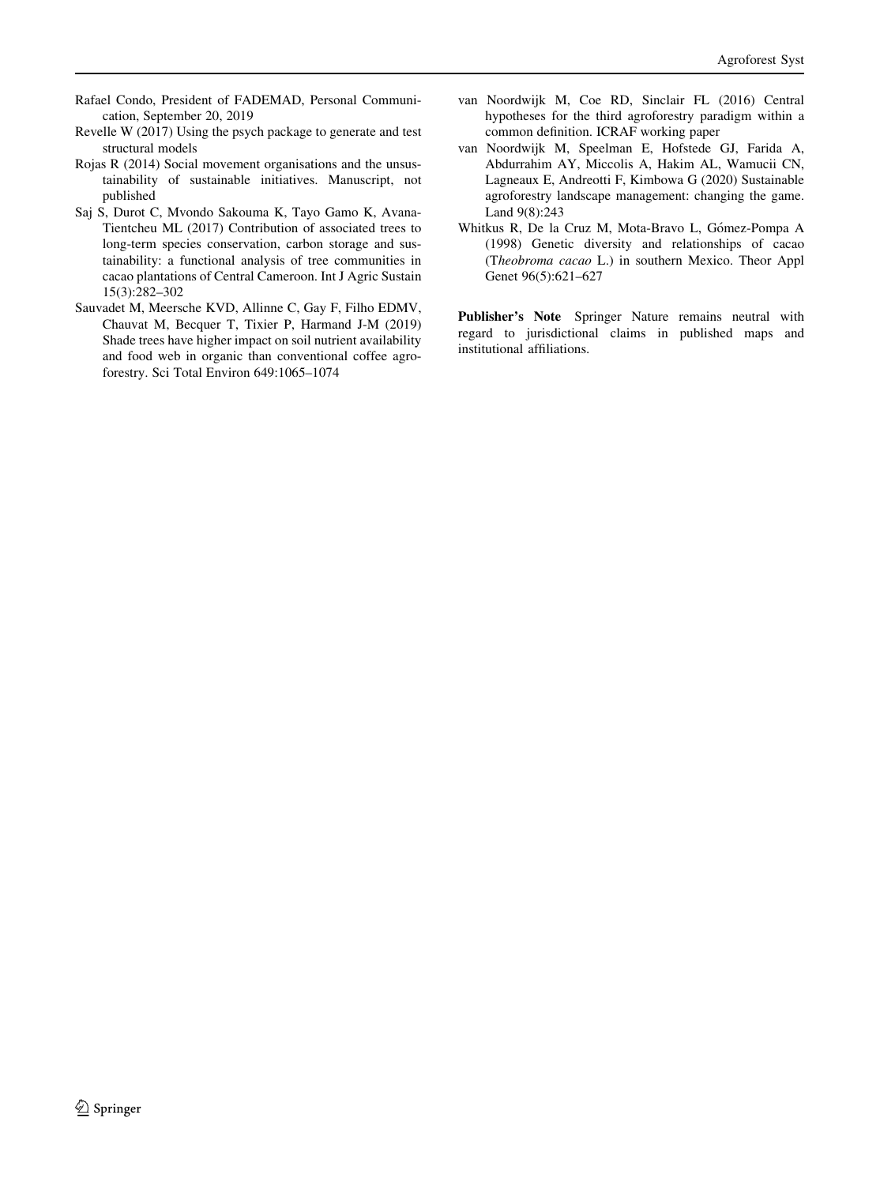Rafael Condo, President of FADEMAD, Personal Communication, September 20, 2019

Revelle W (2017) Using the psych package to generate and test structural models

Rojas R (2014) Social movement organisations and the unsustainability of sustainable initiatives. Manuscript, not published

Saj S, Durot C, Mvondo Sakouma K, Tayo Gamo K, Avana-Tientcheu ML (2017) Contribution of associated trees to long-term species conservation, carbon storage and sustainability: a functional analysis of tree communities in cacao plantations of Central Cameroon. Int J Agric Sustain 15(3):282–302

Sauvadet M, Meersche KVD, Allinne C, Gay F, Filho EDMV, Chauvat M, Becquer T, Tixier P, Harmand J-M (2019) Shade trees have higher impact on soil nutrient availability and food web in organic than conventional coffee agroforestry. Sci Total Environ 649:1065–1074

van Noordwijk M, Coe RD, Sinclair FL (2016) Central hypotheses for the third agroforestry paradigm within a common definition. ICRAF working paper

van Noordwijk M, Speelman E, Hofstede GJ, Farida A, Abdurrahim AY, Miccolis A, Hakim AL, Wamucii CN, Lagneaux E, Andreotti F, Kimbowa G (2020) Sustainable agroforestry landscape management: changing the game. Land 9(8):243

Whitkus R, De la Cruz M, Mota-Bravo L, Gómez-Pompa A (1998) Genetic diversity and relationships of cacao (T*heobroma cacao* L.) in southern Mexico. Theor Appl Genet 96(5):621–627

**Publisher's Note** Springer Nature remains neutral with regard to jurisdictional claims in published maps and institutional affiliations.